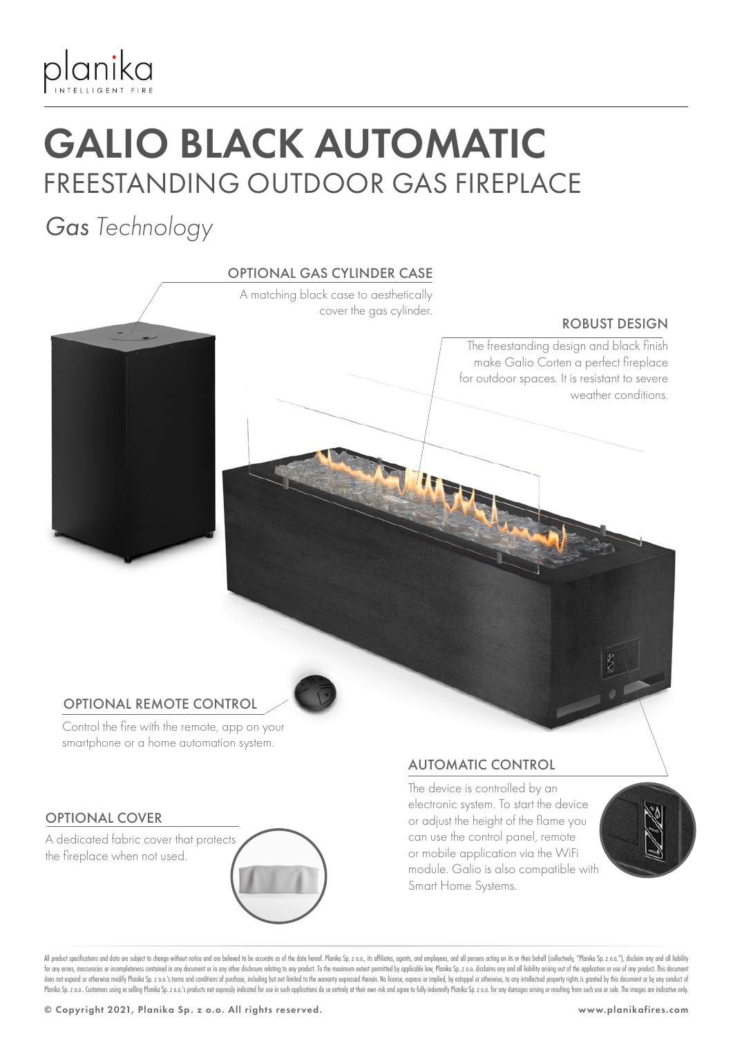planika
INTELLIGENT FIRE

# GALIO BLACK AUTOMATIC

## FREESTANDING OUTDOOR GAS FIREPLACE

*Gas Technology*

### OPTIONAL GAS CYLINDER CASE

A matching black case to aesthetically cover the gas cylinder.

### ROBUST DESIGN

The freestanding design and black finish make Galio Corten a perfect fireplace for outdoor spaces. It is resistant to severe weather conditions.

### OPTIONAL REMOTE CONTROL

Control the fire with the remote, app on your smartphone or a home automation system.

### OPTIONAL COVER

A dedicated fabric cover that protects the fireplace when not used.

### AUTOMATIC CONTROL

The device is controlled by an electronic system. To start the device or adjust the height of the flame you can use the control panel, remote or mobile application via the WiFi module. Galio is also compatible with Smart Home Systems.

All product specifications and data are subject to change without notice and are believed to be accurate as of the date hereof. Planika Sp. z o.o., its affiliates, agents, and employees, and all persons acting on its or their behalf (collectively, "Planika Sp. z o.o."), disclaim any and all liability for any errors, inaccuracies or incompleteness contained in any document or in any other disclosure relating to any product. To the maximum extent permitted by applicable law, Planika Sp. z o.o. disclaims any and all liability arising out of the application or use of any product. This document does not expand or otherwise modify Planika Sp. z o.o.'s terms and conditions of purchase, including but not limited to the warranty expressed therein. No license, express or implied, by estoppel or otherwise, to any intellectual property rights is granted by this document or by any conduct of Planika Sp. z o.o.. Customers using or selling Planika Sp. z o.o.'s products not expressly indicated for use in such applications do so entirely at their own risk and agree to fully indemnify Planika Sp. z o.o. for any damages arising or resulting from such use or sale. The images are indicative only.

© Copyright 2021, Planika Sp. z o.o. All rights reserved. www.planikafires.com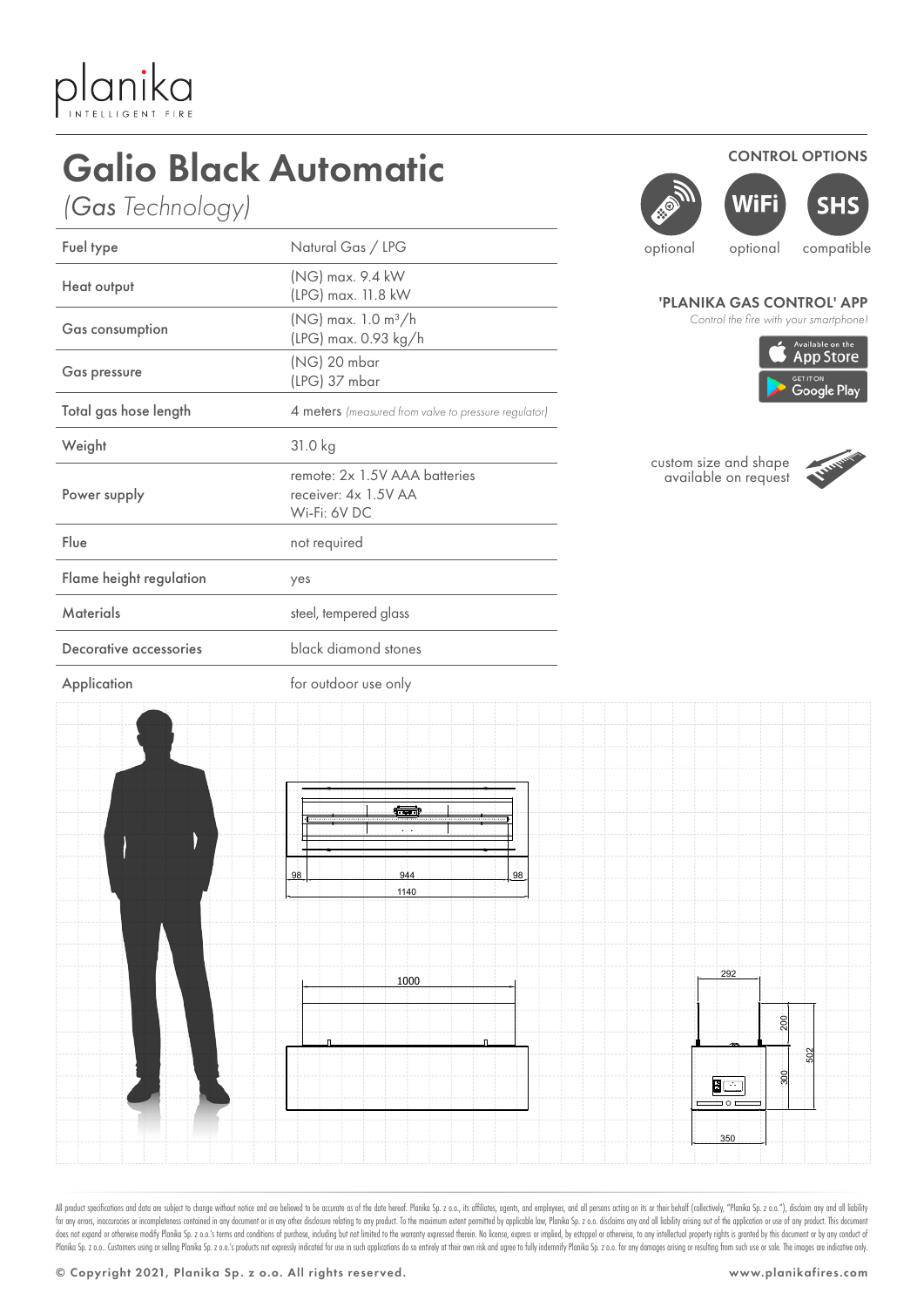planika
INTELLIGENT FIRE

# Galio Black Automatic

*(Gas Technology)*

| | |
|---|---|
| Fuel type | Natural Gas / LPG |
| Heat output | (NG) max. 9.4 kW<br>(LPG) max. 11.8 kW |
| Gas consumption | (NG) max. 1.0 $m^3$/h<br>(LPG) max. 0.93 kg/h |
| Gas pressure | (NG) 20 mbar<br>(LPG) 37 mbar |
| Total gas hose length | 4 meters *(measured from valve to pressure regulator)* |
| Weight | 31.0 kg |
| Power supply | remote: 2x 1.5V AAA batteries<br>receiver: 4x 1.5V AA<br>Wi-Fi: 6V DC |
| Flue | not required |
| Flame height regulation | yes |
| Materials | steel, tempered glass |
| Decorative accessories | black diamond stones |
| Application | for outdoor use only |

## CONTROL OPTIONS

optional — WiFi optional — SHS compatible

## 'PLANIKA GAS CONTROL' APP

*Control the fire with your smartphone!*

Available on the App Store
GET IT ON Google Play

custom size and shape available on request

98
944
98
1140
1000
292
200
502
300
350

All product specifications and data are subject to change without notice and are believed to be accurate as of the date hereof. Planika Sp. z o.o., its affiliates, agents, and employees, and all persons acting on its or their behalf (collectively, "Planika Sp. z o.o."), disclaim any and all liability for any errors, inaccuracies or incompleteness contained in any document or in any other disclosure relating to any product. To the maximum extent permitted by applicable law, Planika Sp. z o.o. disclaims any and all liability arising out of the application or use of any product. This document does not expand or otherwise modify Planika Sp. z o.o.'s terms and conditions of purchase, including but not limited to the warranty expressed therein. No license, express or implied, by estoppel or otherwise, to any intellectual property rights is granted by this document or by any conduct of Planika Sp. z o.o.. Customers using or selling Planika Sp. z o.o.'s products not expressly indicated for use in such applications do so entirely at their own risk and agree to fully indemnify Planika Sp. z o.o. for any damages arising or resulting from such use or sale. The images are indicative only.

© Copyright 2021, Planika Sp. z o.o. All rights reserved.

www.planikafires.com